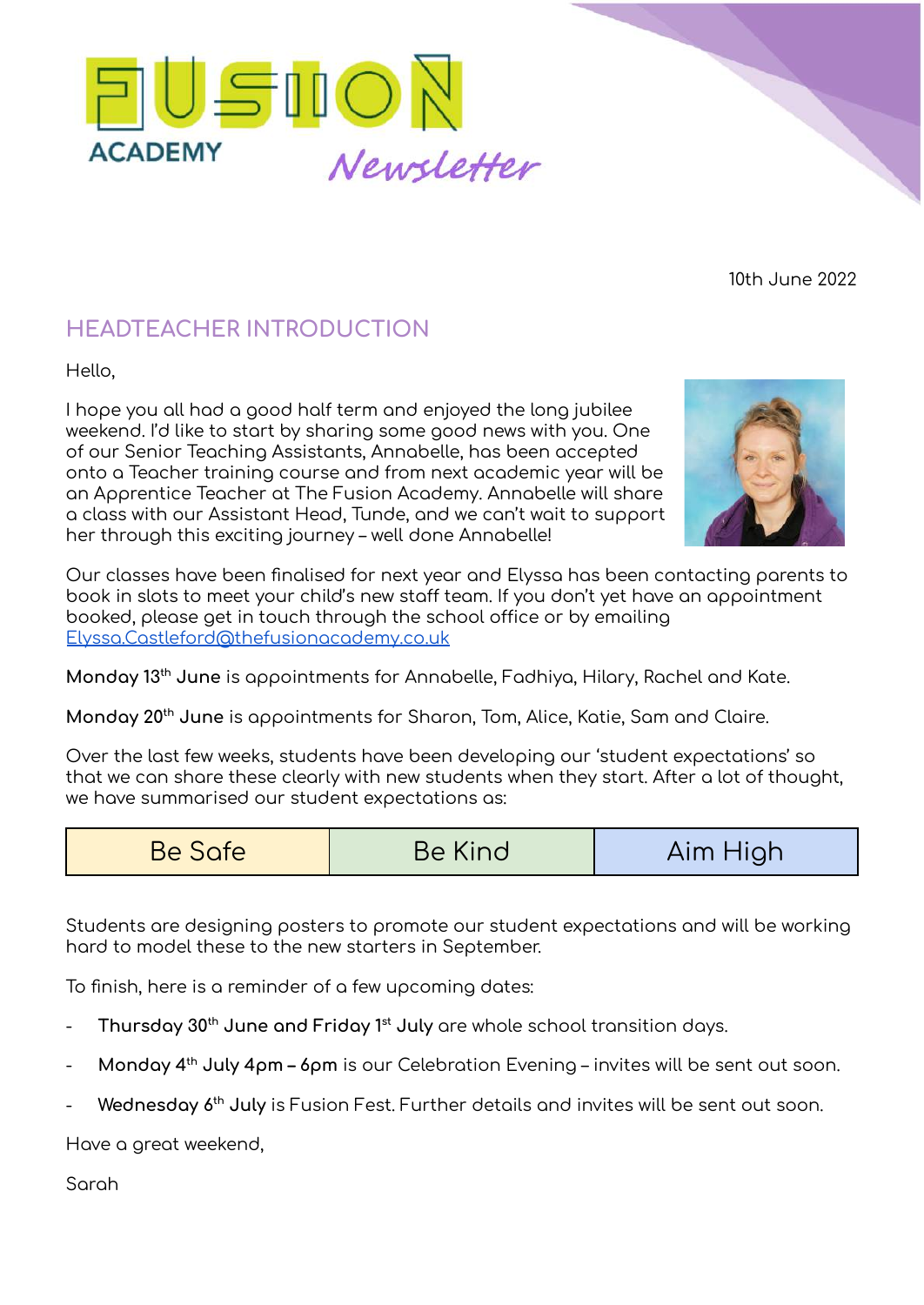# FUSION ACADEMY *Newsletter*

10th June 2022

## HEADTEACHER INTRODUCTION

Hello,

I hope you all had a good half term and enjoyed the long jubilee weekend. I'd like to start by sharing some good news with you. One of our Senior Teaching Assistants, Annabelle, has been accepted onto a Teacher training course and from next academic year will be an Apprentice Teacher at The Fusion Academy. Annabelle will share a class with our Assistant Head, Tunde, and we can't wait to support her through this exciting journey – well done Annabelle!

Our classes have been finalised for next year and Elyssa has been contacting parents to book in slots to meet your child's new staff team. If you don't yet have an appointment booked, please get in touch through the school office or by emailing Elyssa.Castleford@thefusionacademy.co.uk

**Monday 13th June** is appointments for Annabelle, Fadhiya, Hilary, Rachel and Kate.

**Monday 20th June** is appointments for Sharon, Tom, Alice, Katie, Sam and Claire.

Over the last few weeks, students have been developing our 'student expectations' so that we can share these clearly with new students when they start. After a lot of thought, we have summarised our student expectations as:

| Be Safe | Be Kind | Aim High |
| --- | --- | --- |

Students are designing posters to promote our student expectations and will be working hard to model these to the new starters in September.

To finish, here is a reminder of a few upcoming dates:

- **Thursday 30th June and Friday 1st July** are whole school transition days.
- **Monday 4th July 4pm – 6pm** is our Celebration Evening – invites will be sent out soon.
- **Wednesday 6th July** is Fusion Fest. Further details and invites will be sent out soon.

Have a great weekend,

Sarah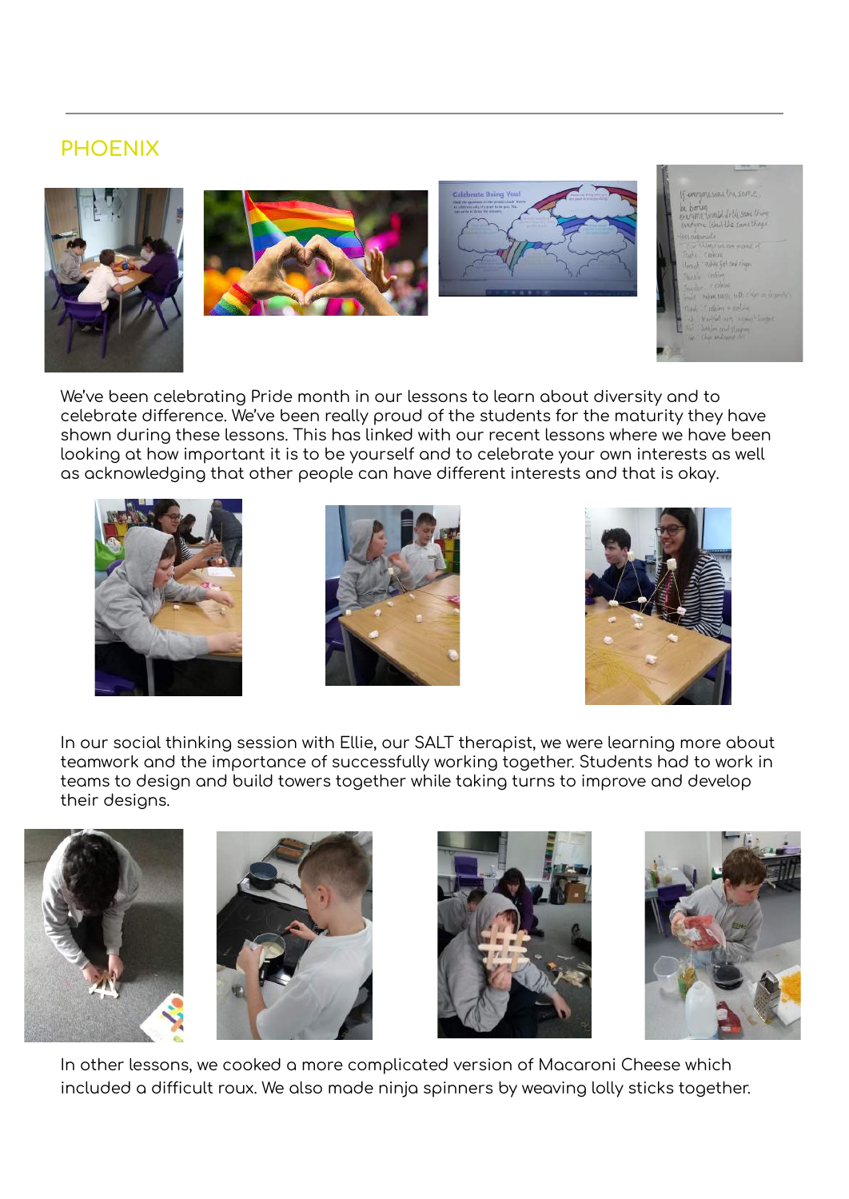## PHOENIX

We've been celebrating Pride month in our lessons to learn about diversity and to celebrate difference. We've been really proud of the students for the maturity they have shown during these lessons. This has linked with our recent lessons where we have been looking at how important it is to be yourself and to celebrate your own interests as well as acknowledging that other people can have different interests and that is okay.

In our social thinking session with Ellie, our SALT therapist, we were learning more about teamwork and the importance of successfully working together. Students had to work in teams to design and build towers together while taking turns to improve and develop their designs.

In other lessons, we cooked a more complicated version of Macaroni Cheese which included a difficult roux. We also made ninja spinners by weaving lolly sticks together.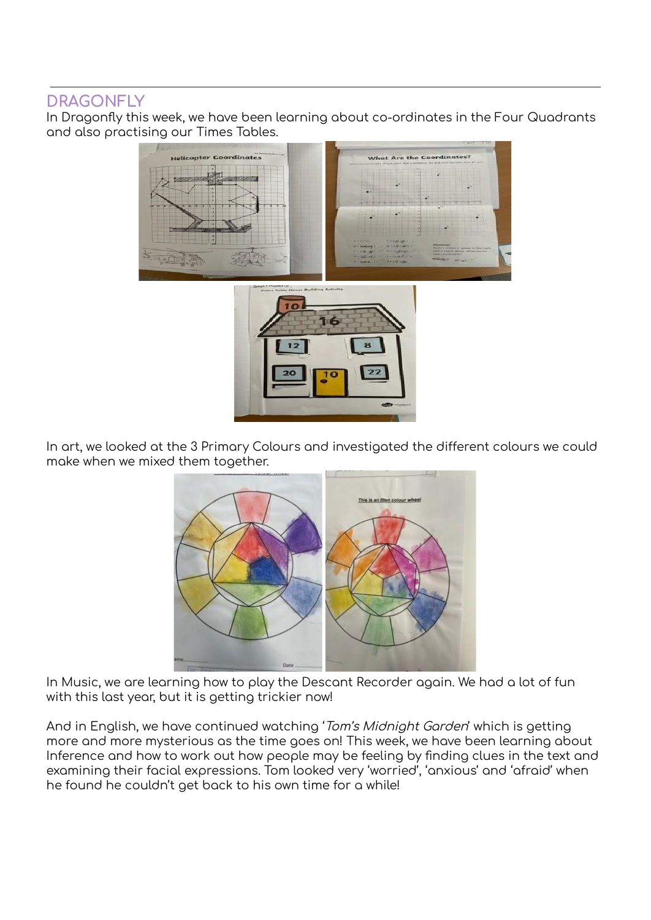## DRAGONFLY

In Dragonfly this week, we have been learning about co-ordinates in the Four Quadrants and also practising our Times Tables.

In art, we looked at the 3 Primary Colours and investigated the different colours we could make when we mixed them together.

In Music, we are learning how to play the Descant Recorder again. We had a lot of fun with this last year, but it is getting trickier now!

And in English, we have continued watching '*Tom's Midnight Garden*' which is getting more and more mysterious as the time goes on! This week, we have been learning about Inference and how to work out how people may be feeling by finding clues in the text and examining their facial expressions. Tom looked very 'worried', 'anxious' and 'afraid' when he found he couldn't get back to his own time for a while!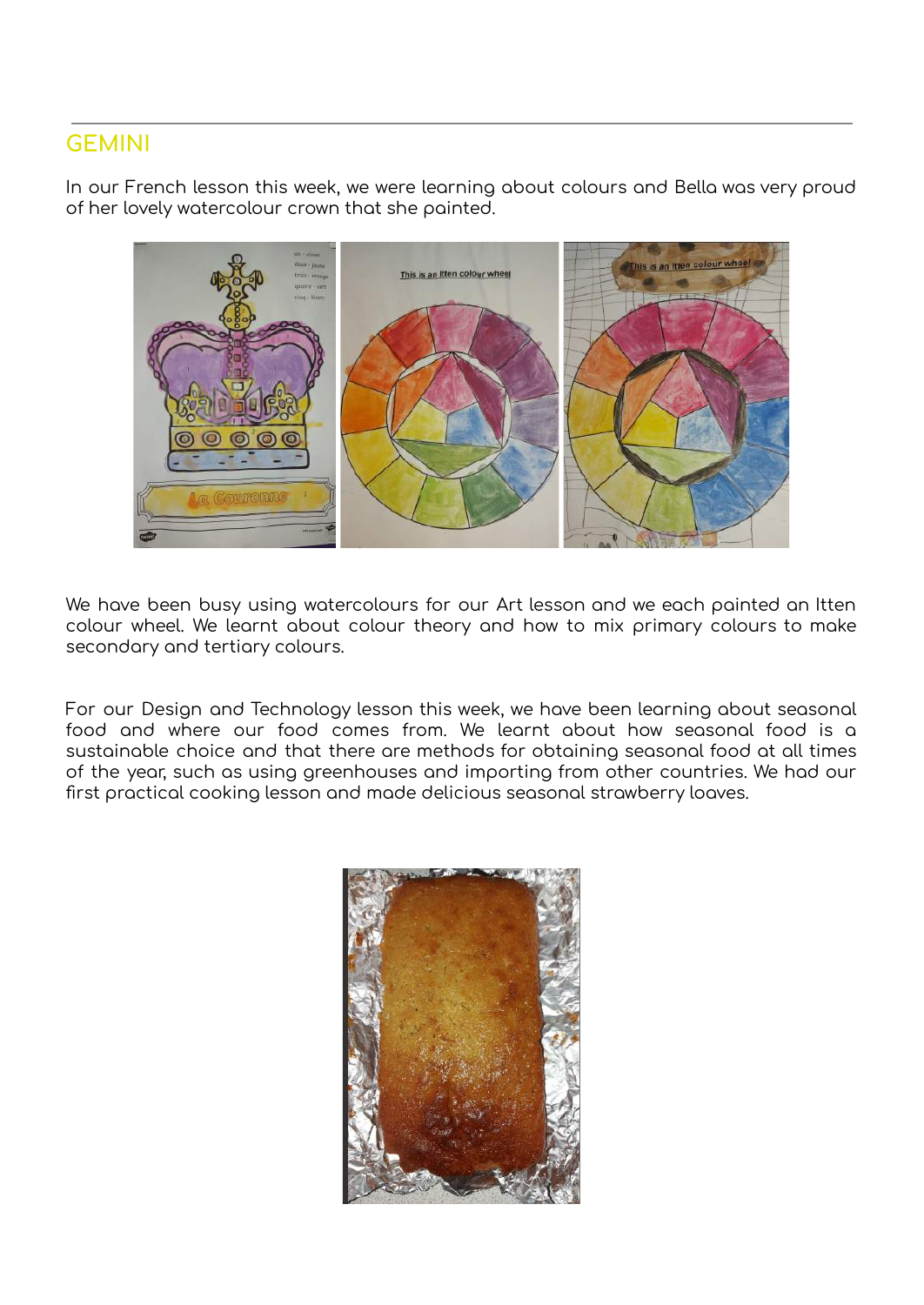## GEMINI

In our French lesson this week, we were learning about colours and Bella was very proud of her lovely watercolour crown that she painted.

We have been busy using watercolours for our Art lesson and we each painted an Itten colour wheel. We learnt about colour theory and how to mix primary colours to make secondary and tertiary colours.

For our Design and Technology lesson this week, we have been learning about seasonal food and where our food comes from. We learnt about how seasonal food is a sustainable choice and that there are methods for obtaining seasonal food at all times of the year, such as using greenhouses and importing from other countries. We had our first practical cooking lesson and made delicious seasonal strawberry loaves.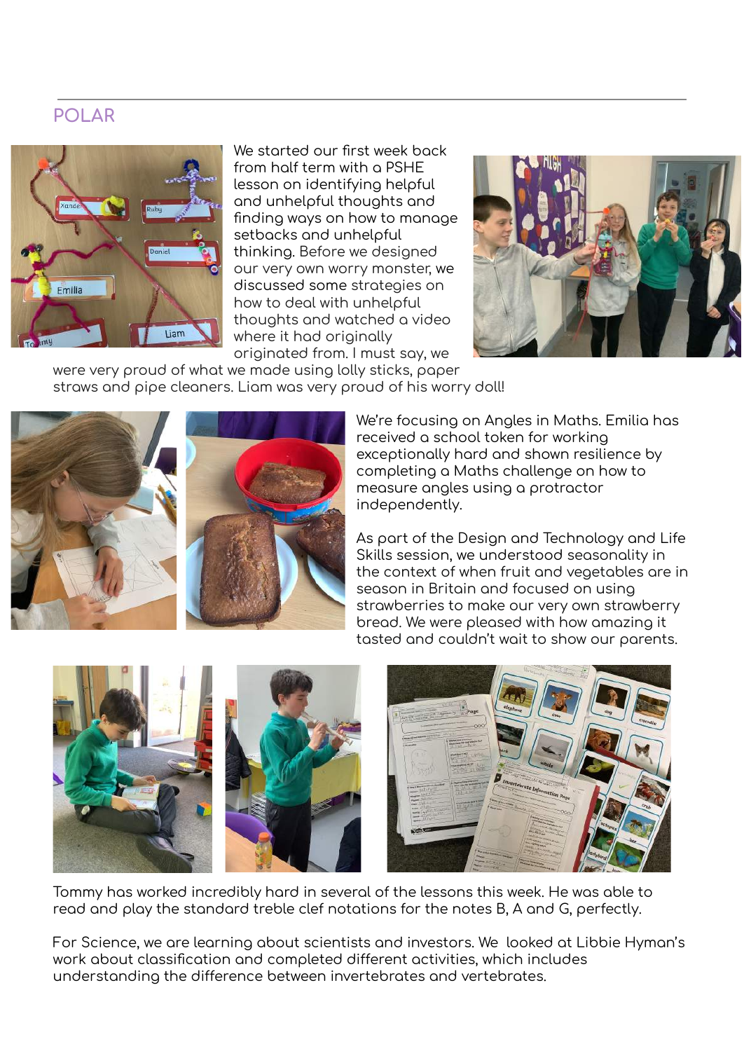## POLAR

We started our first week back from half term with a PSHE lesson on identifying helpful and unhelpful thoughts and finding ways on how to manage setbacks and unhelpful thinking. Before we designed our very own worry monster, we discussed some strategies on how to deal with unhelpful thoughts and watched a video where it had originally originated from. I must say, we were very proud of what we made using lolly sticks, paper straws and pipe cleaners. Liam was very proud of his worry doll!

We're focusing on Angles in Maths. Emilia has received a school token for working exceptionally hard and shown resilience by completing a Maths challenge on how to measure angles using a protractor independently.

As part of the Design and Technology and Life Skills session, we understood seasonality in the context of when fruit and vegetables are in season in Britain and focused on using strawberries to make our very own strawberry bread. We were pleased with how amazing it tasted and couldn't wait to show our parents.

Tommy has worked incredibly hard in several of the lessons this week. He was able to read and play the standard treble clef notations for the notes B, A and G, perfectly.

For Science, we are learning about scientists and investors. We looked at Libbie Hyman's work about classification and completed different activities, which includes understanding the difference between invertebrates and vertebrates.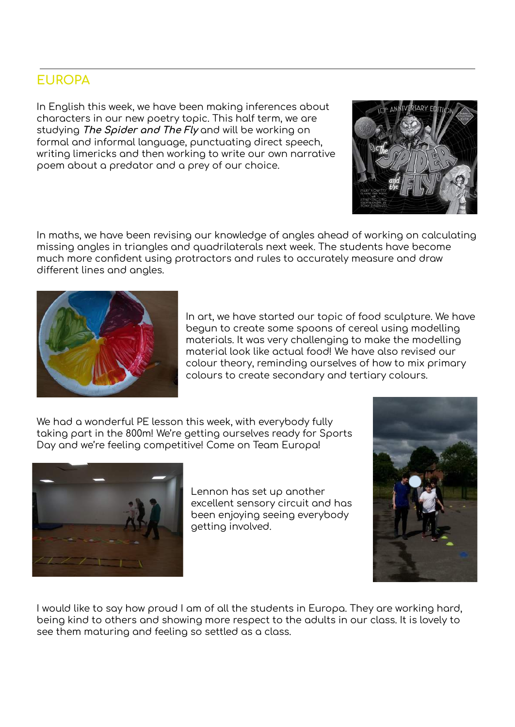## EUROPA

In English this week, we have been making inferences about characters in our new poetry topic. This half term, we are studying ***The Spider and The Fly*** and will be working on formal and informal language, punctuating direct speech, writing limericks and then working to write our own narrative poem about a predator and a prey of our choice.

In maths, we have been revising our knowledge of angles ahead of working on calculating missing angles in triangles and quadrilaterals next week. The students have become much more confident using protractors and rules to accurately measure and draw different lines and angles.

In art, we have started our topic of food sculpture. We have begun to create some spoons of cereal using modelling materials. It was very challenging to make the modelling material look like actual food! We have also revised our colour theory, reminding ourselves of how to mix primary colours to create secondary and tertiary colours.

We had a wonderful PE lesson this week, with everybody fully taking part in the 800m! We're getting ourselves ready for Sports Day and we're feeling competitive! Come on Team Europa!

Lennon has set up another excellent sensory circuit and has been enjoying seeing everybody getting involved.

I would like to say how proud I am of all the students in Europa. They are working hard, being kind to others and showing more respect to the adults in our class. It is lovely to see them maturing and feeling so settled as a class.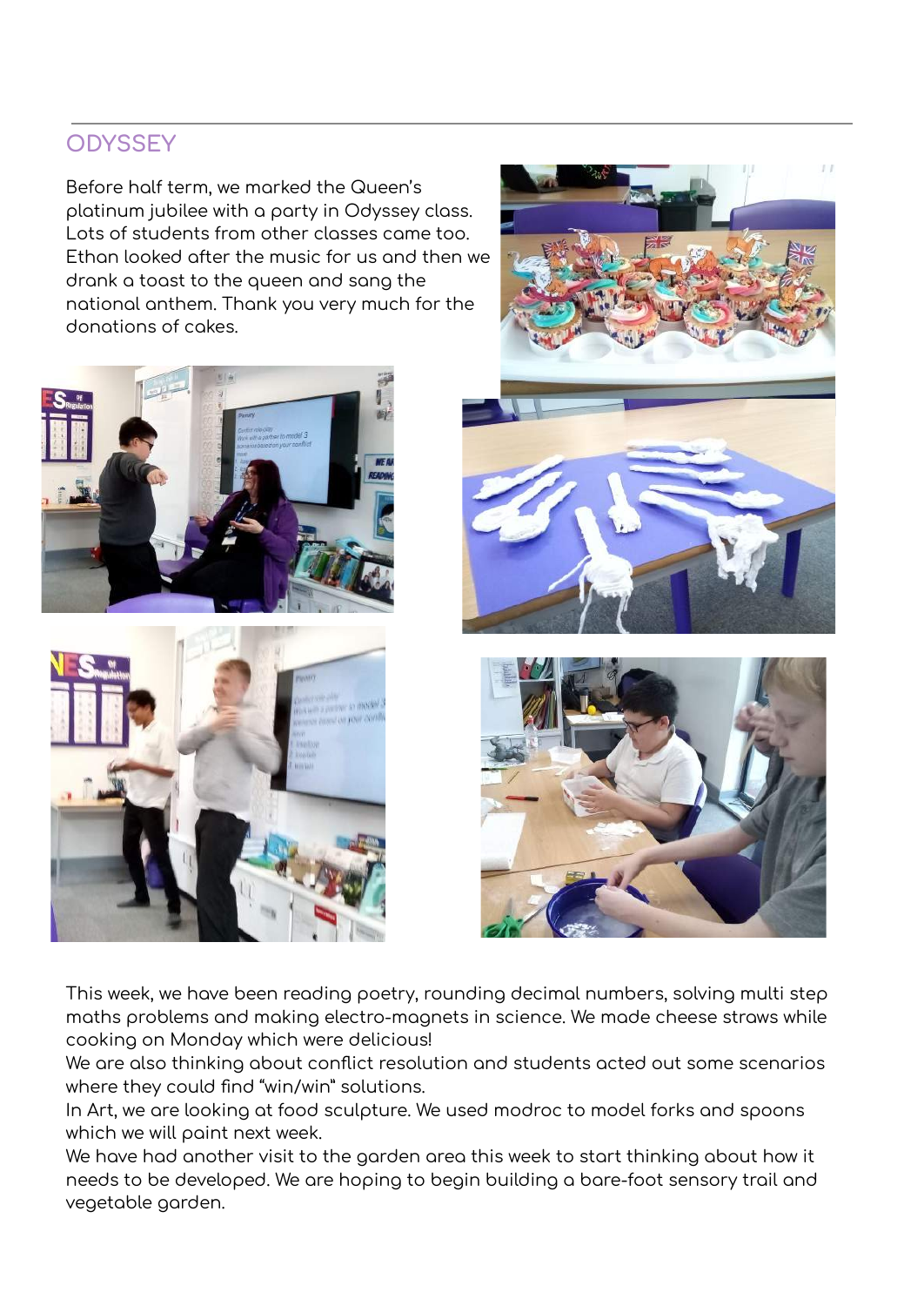## ODYSSEY

Before half term, we marked the Queen's platinum jubilee with a party in Odyssey class. Lots of students from other classes came too. Ethan looked after the music for us and then we drank a toast to the queen and sang the national anthem. Thank you very much for the donations of cakes.

This week, we have been reading poetry, rounding decimal numbers, solving multi step maths problems and making electro-magnets in science. We made cheese straws while cooking on Monday which were delicious!

We are also thinking about conflict resolution and students acted out some scenarios where they could find "win/win" solutions.

In Art, we are looking at food sculpture. We used modroc to model forks and spoons which we will paint next week.

We have had another visit to the garden area this week to start thinking about how it needs to be developed. We are hoping to begin building a bare-foot sensory trail and vegetable garden.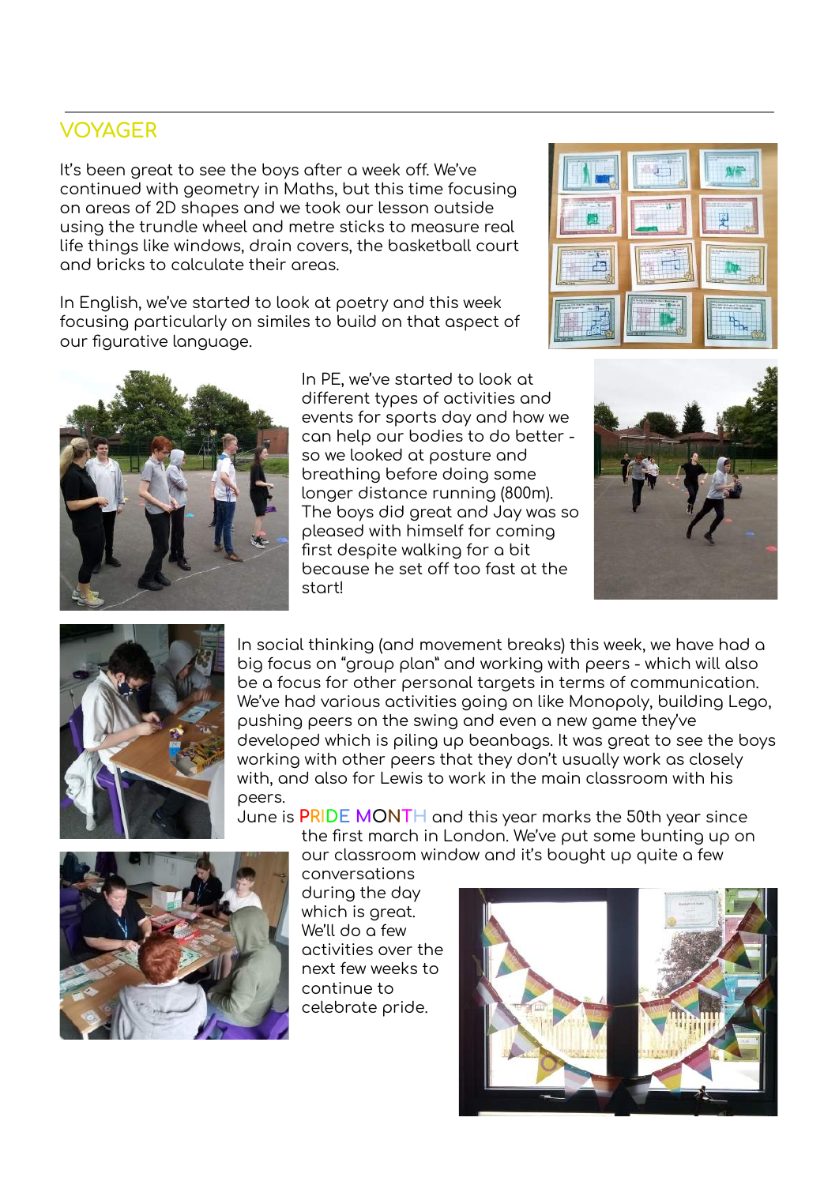## VOYAGER

It's been great to see the boys after a week off. We've continued with geometry in Maths, but this time focusing on areas of 2D shapes and we took our lesson outside using the trundle wheel and metre sticks to measure real life things like windows, drain covers, the basketball court and bricks to calculate their areas.

In English, we've started to look at poetry and this week focusing particularly on similes to build on that aspect of our figurative language.

In PE, we've started to look at different types of activities and events for sports day and how we can help our bodies to do better - so we looked at posture and breathing before doing some longer distance running (800m). The boys did great and Jay was so pleased with himself for coming first despite walking for a bit because he set off too fast at the start!

In social thinking (and movement breaks) this week, we have had a big focus on "group plan" and working with peers - which will also be a focus for other personal targets in terms of communication. We've had various activities going on like Monopoly, building Lego, pushing peers on the swing and even a new game they've developed which is piling up beanbags. It was great to see the boys working with other peers that they don't usually work as closely with, and also for Lewis to work in the main classroom with his peers.

June is PRIDE MONTH and this year marks the 50th year since the first march in London. We've put some bunting up on our classroom window and it's bought up quite a few conversations during the day which is great. We'll do a few activities over the next few weeks to continue to celebrate pride.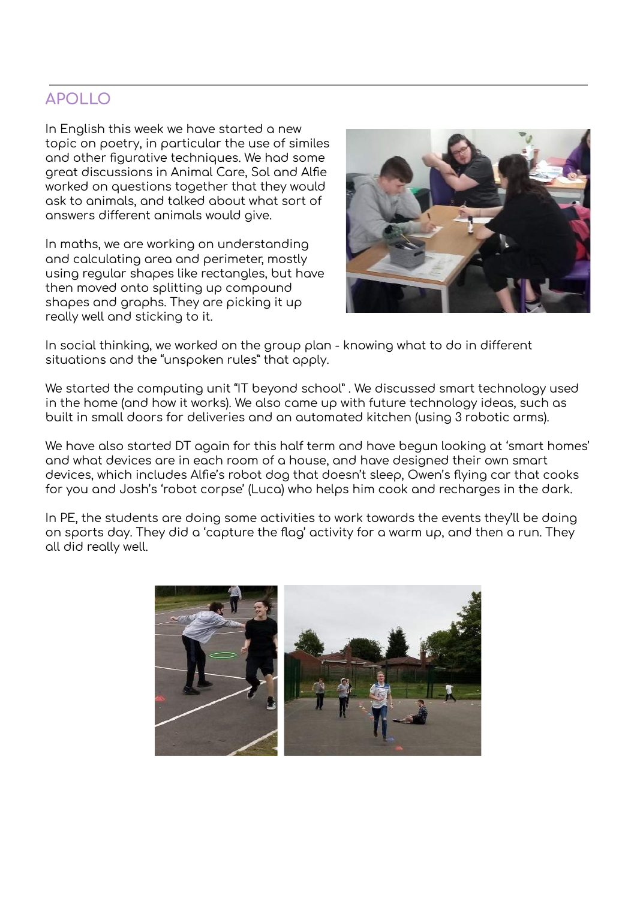## APOLLO

In English this week we have started a new topic on poetry, in particular the use of similes and other figurative techniques. We had some great discussions in Animal Care, Sol and Alfie worked on questions together that they would ask to animals, and talked about what sort of answers different animals would give.

In maths, we are working on understanding and calculating area and perimeter, mostly using regular shapes like rectangles, but have then moved onto splitting up compound shapes and graphs. They are picking it up really well and sticking to it.

In social thinking, we worked on the group plan - knowing what to do in different situations and the "unspoken rules" that apply.

We started the computing unit "IT beyond school" . We discussed smart technology used in the home (and how it works). We also came up with future technology ideas, such as built in small doors for deliveries and an automated kitchen (using 3 robotic arms).

We have also started DT again for this half term and have begun looking at 'smart homes' and what devices are in each room of a house, and have designed their own smart devices, which includes Alfie's robot dog that doesn't sleep, Owen's flying car that cooks for you and Josh's 'robot corpse' (Luca) who helps him cook and recharges in the dark.

In PE, the students are doing some activities to work towards the events they'll be doing on sports day. They did a 'capture the flag' activity for a warm up, and then a run. They all did really well.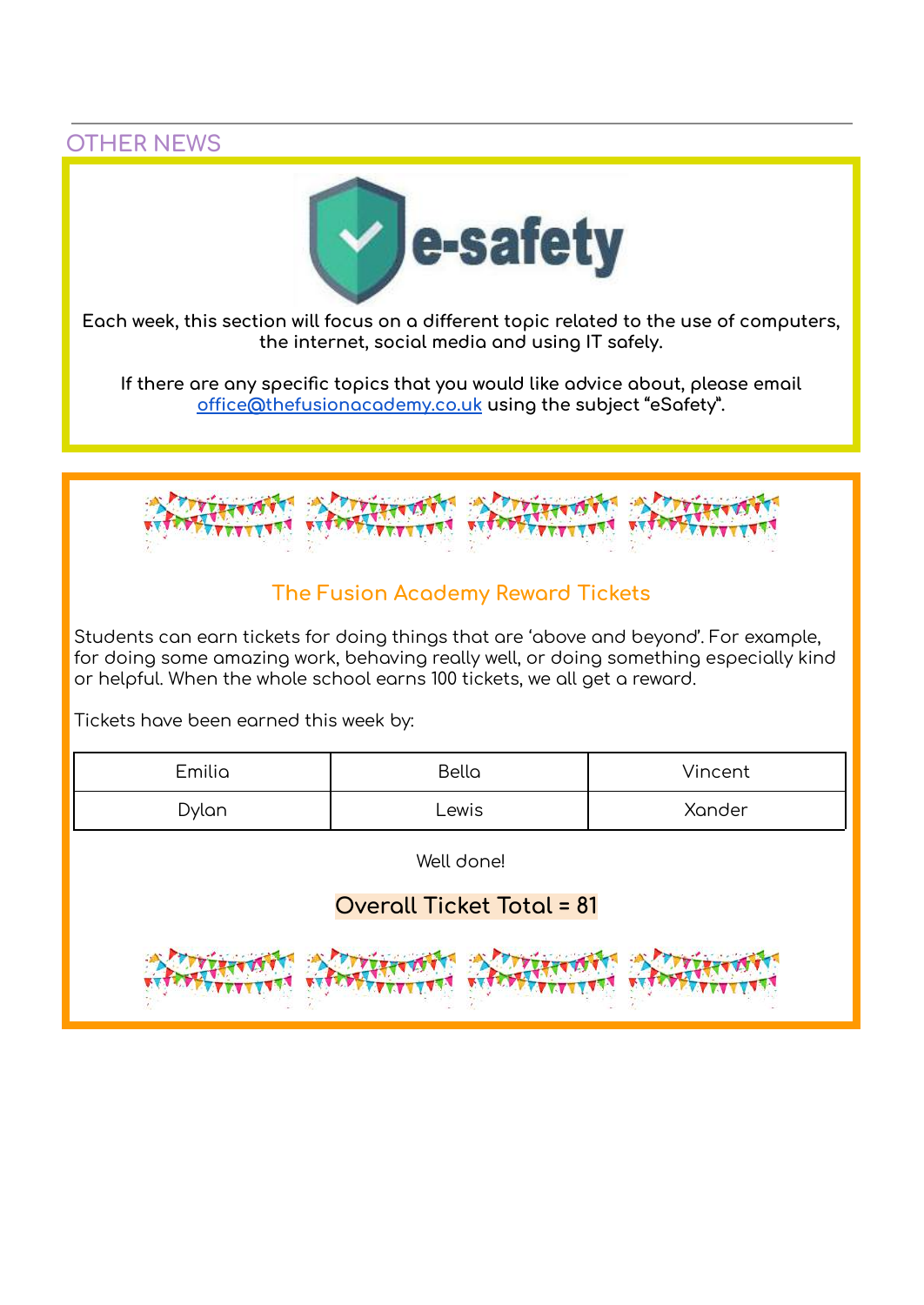## OTHER NEWS

e-safety

**Each week, this section will focus on a different topic related to the use of computers, the internet, social media and using IT safely.**

**If there are any specific topics that you would like advice about, please email [office@thefusionacademy.co.uk](mailto:office@thefusionacademy.co.uk) using the subject "eSafety".**

### The Fusion Academy Reward Tickets

Students can earn tickets for doing things that are 'above and beyond'. For example, for doing some amazing work, behaving really well, or doing something especially kind or helpful. When the whole school earns 100 tickets, we all get a reward.

Tickets have been earned this week by:

| Emilia | Bella | Vincent |
|---|---|---|
| Dylan | Lewis | Xander |

Well done!

**Overall Ticket Total = 81**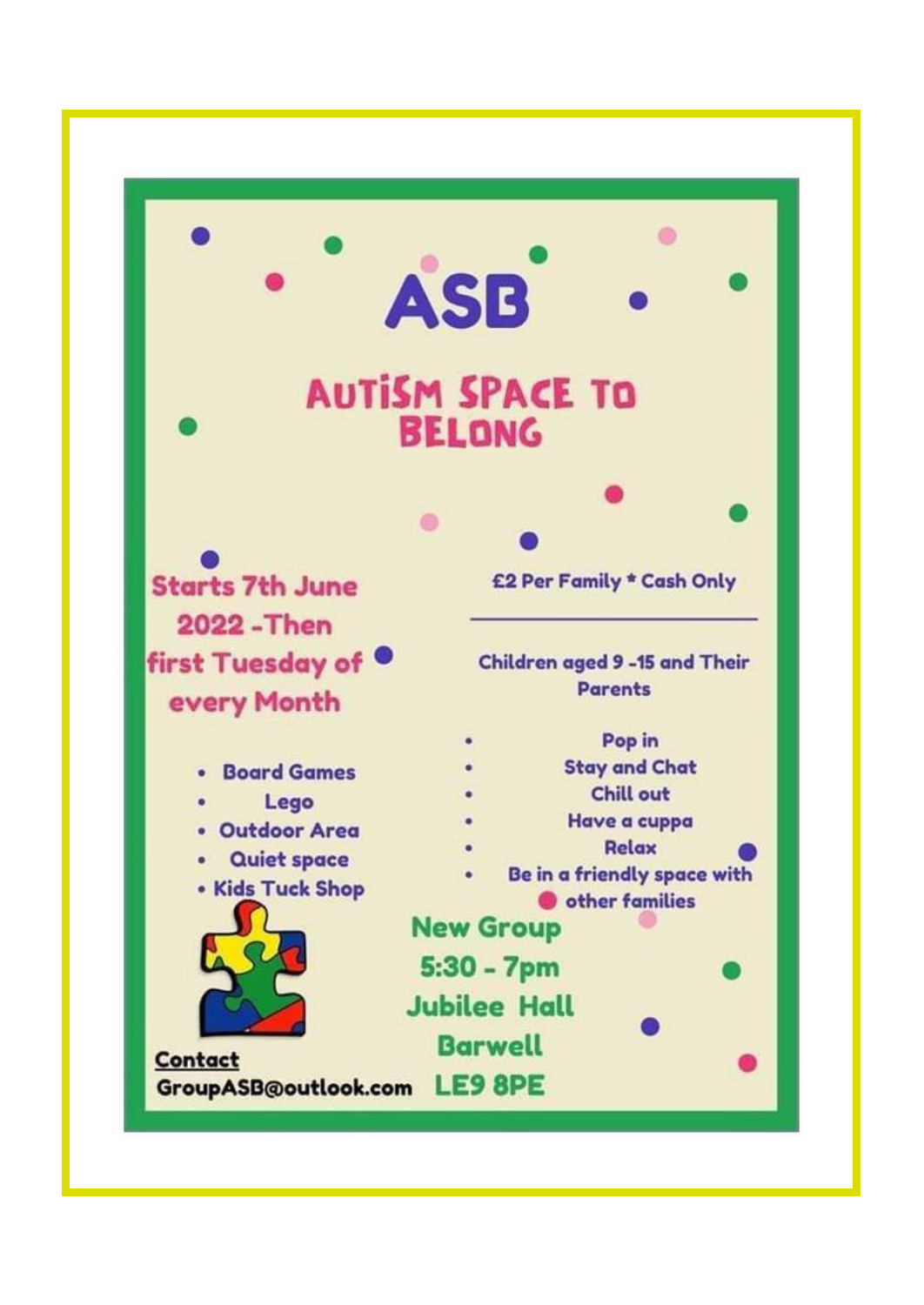# ASB

## AUTISM SPACE TO BELONG

**Starts 7th June 2022 - Then first Tuesday of every Month**

- Board Games
- Lego
- Outdoor Area
- Quiet space
- Kids Tuck Shop

**£2 Per Family * Cash Only**

---

**Children aged 9 -15 and Their Parents**

- Pop in
- Stay and Chat
- Chill out
- Have a cuppa
- Relax
- Be in a friendly space with other families

**New Group**
**5:30 - 7pm**
**Jubilee Hall**
**Barwell**
**LE9 8PE**

**Contact**
GroupASB@outlook.com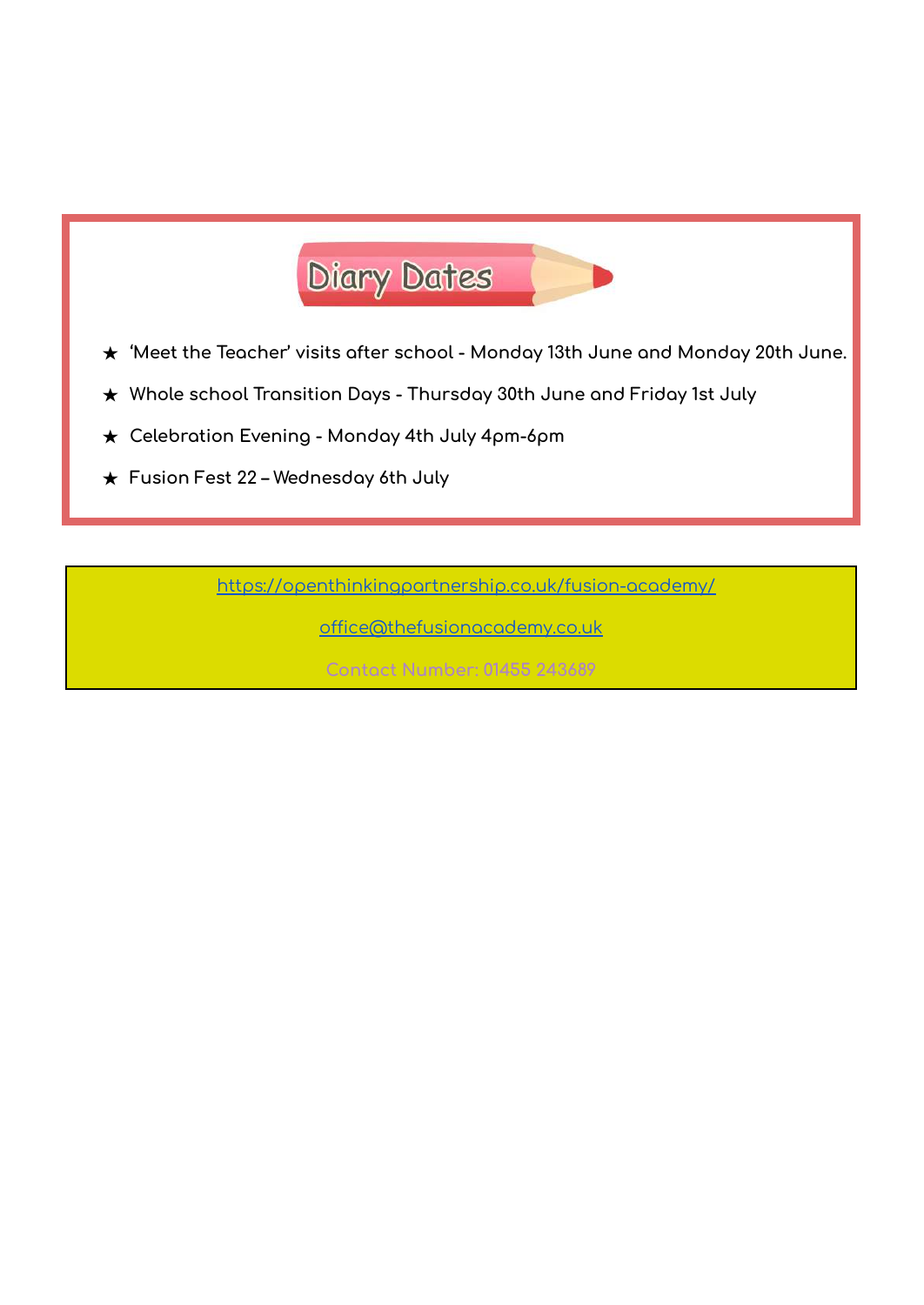## Diary Dates

- 'Meet the Teacher' visits after school - Monday 13th June and Monday 20th June.
- Whole school Transition Days - Thursday 30th June and Friday 1st July
- Celebration Evening - Monday 4th July 4pm-6pm
- Fusion Fest 22 – Wednesday 6th July

https://openthinkingpartnership.co.uk/fusion-academy/

office@thefusionacademy.co.uk

Contact Number: 01455 243689